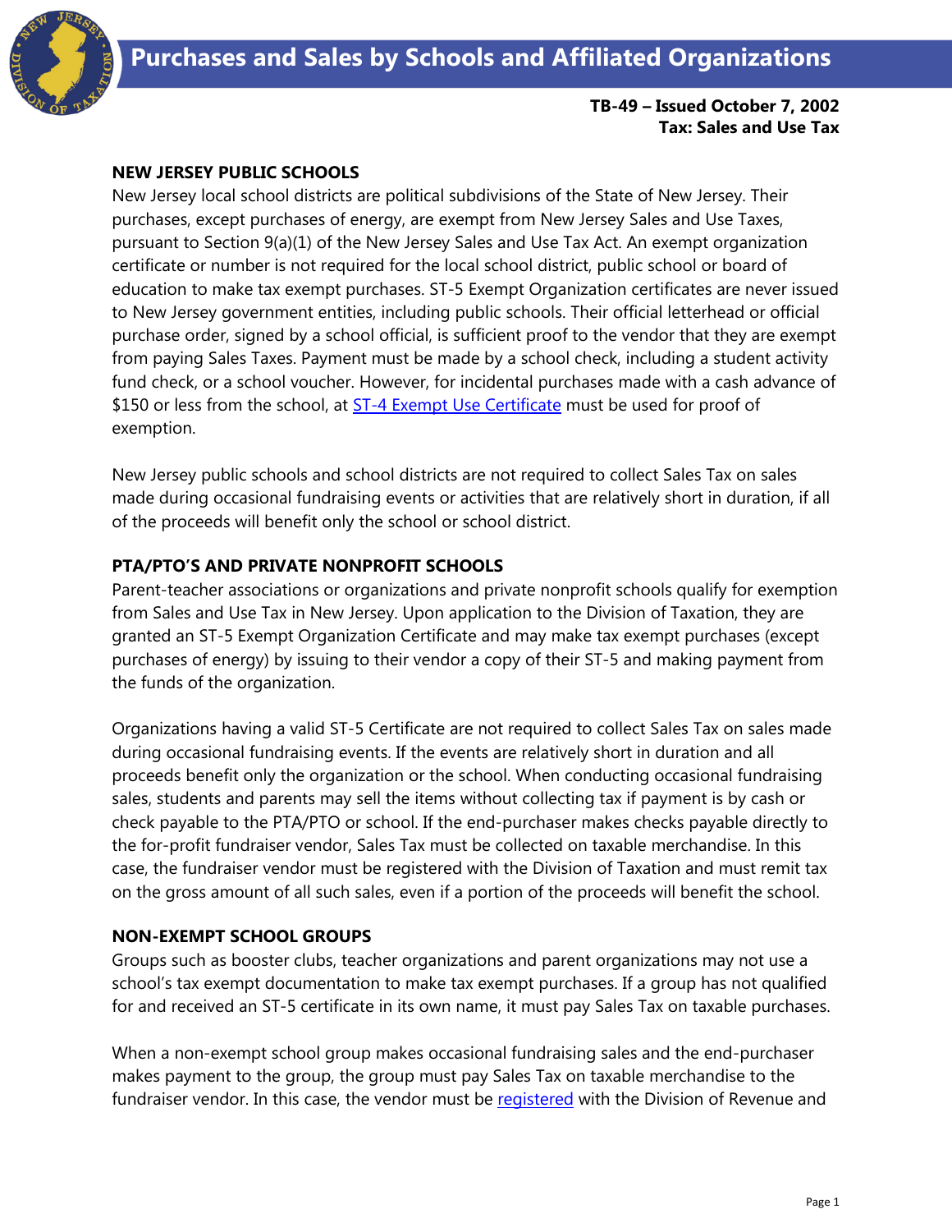# Purchases and Sales by Schools and Affiliated Organizations

**TB-49 – Issued October 7, 2002**
**Tax: Sales and Use Tax**

## NEW JERSEY PUBLIC SCHOOLS

New Jersey local school districts are political subdivisions of the State of New Jersey. Their purchases, except purchases of energy, are exempt from New Jersey Sales and Use Taxes, pursuant to Section 9(a)(1) of the New Jersey Sales and Use Tax Act. An exempt organization certificate or number is not required for the local school district, public school or board of education to make tax exempt purchases. ST-5 Exempt Organization certificates are never issued to New Jersey government entities, including public schools. Their official letterhead or official purchase order, signed by a school official, is sufficient proof to the vendor that they are exempt from paying Sales Taxes. Payment must be made by a school check, including a student activity fund check, or a school voucher. However, for incidental purchases made with a cash advance of $150 or less from the school, at ST-4 Exempt Use Certificate must be used for proof of exemption.

New Jersey public schools and school districts are not required to collect Sales Tax on sales made during occasional fundraising events or activities that are relatively short in duration, if all of the proceeds will benefit only the school or school district.

## PTA/PTO'S AND PRIVATE NONPROFIT SCHOOLS

Parent-teacher associations or organizations and private nonprofit schools qualify for exemption from Sales and Use Tax in New Jersey. Upon application to the Division of Taxation, they are granted an ST-5 Exempt Organization Certificate and may make tax exempt purchases (except purchases of energy) by issuing to their vendor a copy of their ST-5 and making payment from the funds of the organization.

Organizations having a valid ST-5 Certificate are not required to collect Sales Tax on sales made during occasional fundraising events. If the events are relatively short in duration and all proceeds benefit only the organization or the school. When conducting occasional fundraising sales, students and parents may sell the items without collecting tax if payment is by cash or check payable to the PTA/PTO or school. If the end-purchaser makes checks payable directly to the for-profit fundraiser vendor, Sales Tax must be collected on taxable merchandise. In this case, the fundraiser vendor must be registered with the Division of Taxation and must remit tax on the gross amount of all such sales, even if a portion of the proceeds will benefit the school.

## NON-EXEMPT SCHOOL GROUPS

Groups such as booster clubs, teacher organizations and parent organizations may not use a school's tax exempt documentation to make tax exempt purchases. If a group has not qualified for and received an ST-5 certificate in its own name, it must pay Sales Tax on taxable purchases.

When a non-exempt school group makes occasional fundraising sales and the end-purchaser makes payment to the group, the group must pay Sales Tax on taxable merchandise to the fundraiser vendor. In this case, the vendor must be registered with the Division of Revenue and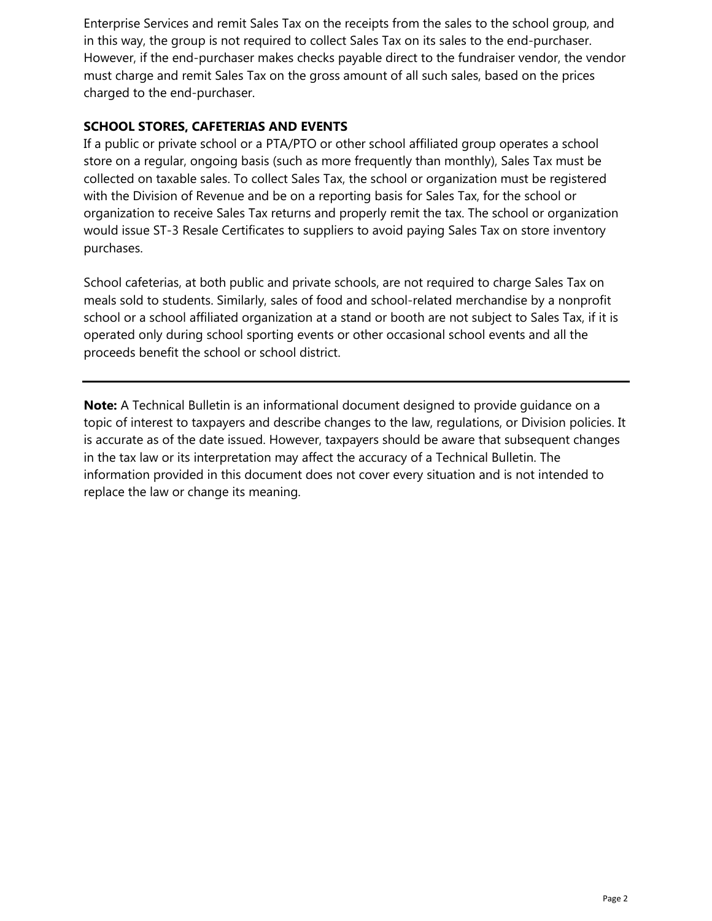Enterprise Services and remit Sales Tax on the receipts from the sales to the school group, and in this way, the group is not required to collect Sales Tax on its sales to the end-purchaser. However, if the end-purchaser makes checks payable direct to the fundraiser vendor, the vendor must charge and remit Sales Tax on the gross amount of all such sales, based on the prices charged to the end-purchaser.

**SCHOOL STORES, CAFETERIAS AND EVENTS**

If a public or private school or a PTA/PTO or other school affiliated group operates a school store on a regular, ongoing basis (such as more frequently than monthly), Sales Tax must be collected on taxable sales. To collect Sales Tax, the school or organization must be registered with the Division of Revenue and be on a reporting basis for Sales Tax, for the school or organization to receive Sales Tax returns and properly remit the tax. The school or organization would issue ST-3 Resale Certificates to suppliers to avoid paying Sales Tax on store inventory purchases.

School cafeterias, at both public and private schools, are not required to charge Sales Tax on meals sold to students. Similarly, sales of food and school-related merchandise by a nonprofit school or a school affiliated organization at a stand or booth are not subject to Sales Tax, if it is operated only during school sporting events or other occasional school events and all the proceeds benefit the school or school district.

---

**Note:** A Technical Bulletin is an informational document designed to provide guidance on a topic of interest to taxpayers and describe changes to the law, regulations, or Division policies. It is accurate as of the date issued. However, taxpayers should be aware that subsequent changes in the tax law or its interpretation may affect the accuracy of a Technical Bulletin. The information provided in this document does not cover every situation and is not intended to replace the law or change its meaning.